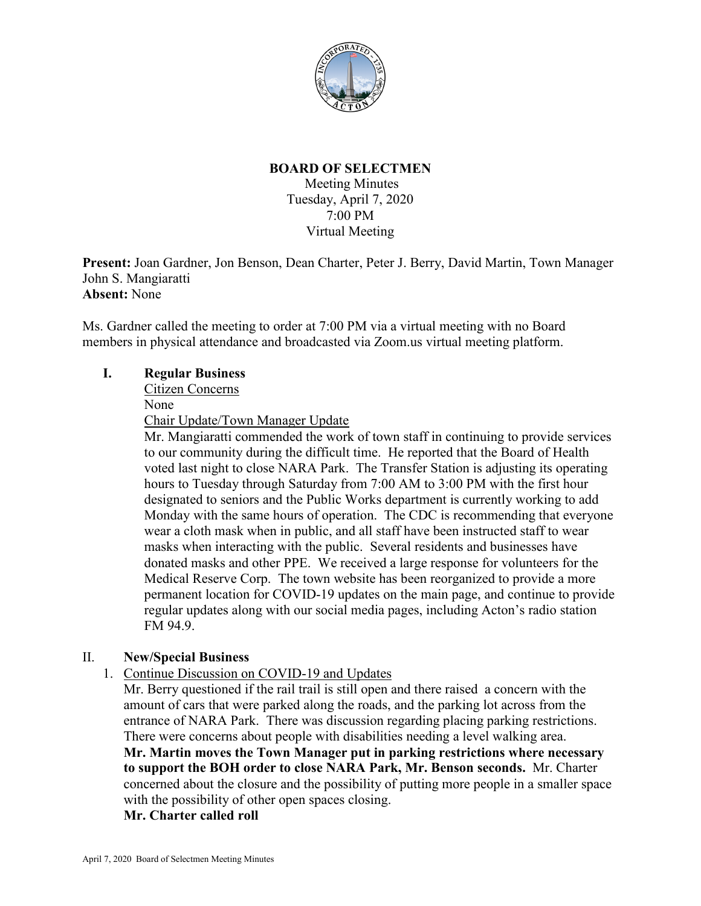**BOARD OF SELECTMEN**

Meeting Minutes
Tuesday, April 7, 2020
7:00 PM
Virtual Meeting

**Present:** Joan Gardner, Jon Benson, Dean Charter, Peter J. Berry, David Martin, Town Manager John S. Mangiaratti
**Absent:** None

Ms. Gardner called the meeting to order at 7:00 PM via a virtual meeting with no Board members in physical attendance and broadcasted via Zoom.us virtual meeting platform.

## I. Regular Business

Citizen Concerns

None

Chair Update/Town Manager Update

Mr. Mangiaratti commended the work of town staff in continuing to provide services to our community during the difficult time. He reported that the Board of Health voted last night to close NARA Park. The Transfer Station is adjusting its operating hours to Tuesday through Saturday from 7:00 AM to 3:00 PM with the first hour designated to seniors and the Public Works department is currently working to add Monday with the same hours of operation. The CDC is recommending that everyone wear a cloth mask when in public, and all staff have been instructed staff to wear masks when interacting with the public. Several residents and businesses have donated masks and other PPE. We received a large response for volunteers for the Medical Reserve Corp. The town website has been reorganized to provide a more permanent location for COVID-19 updates on the main page, and continue to provide regular updates along with our social media pages, including Acton's radio station FM 94.9.

## II. New/Special Business

1. Continue Discussion on COVID-19 and Updates

Mr. Berry questioned if the rail trail is still open and there raised a concern with the amount of cars that were parked along the roads, and the parking lot across from the entrance of NARA Park. There was discussion regarding placing parking restrictions. There were concerns about people with disabilities needing a level walking area.
**Mr. Martin moves the Town Manager put in parking restrictions where necessary to support the BOH order to close NARA Park, Mr. Benson seconds.** Mr. Charter concerned about the closure and the possibility of putting more people in a smaller space with the possibility of other open spaces closing.
**Mr. Charter called roll**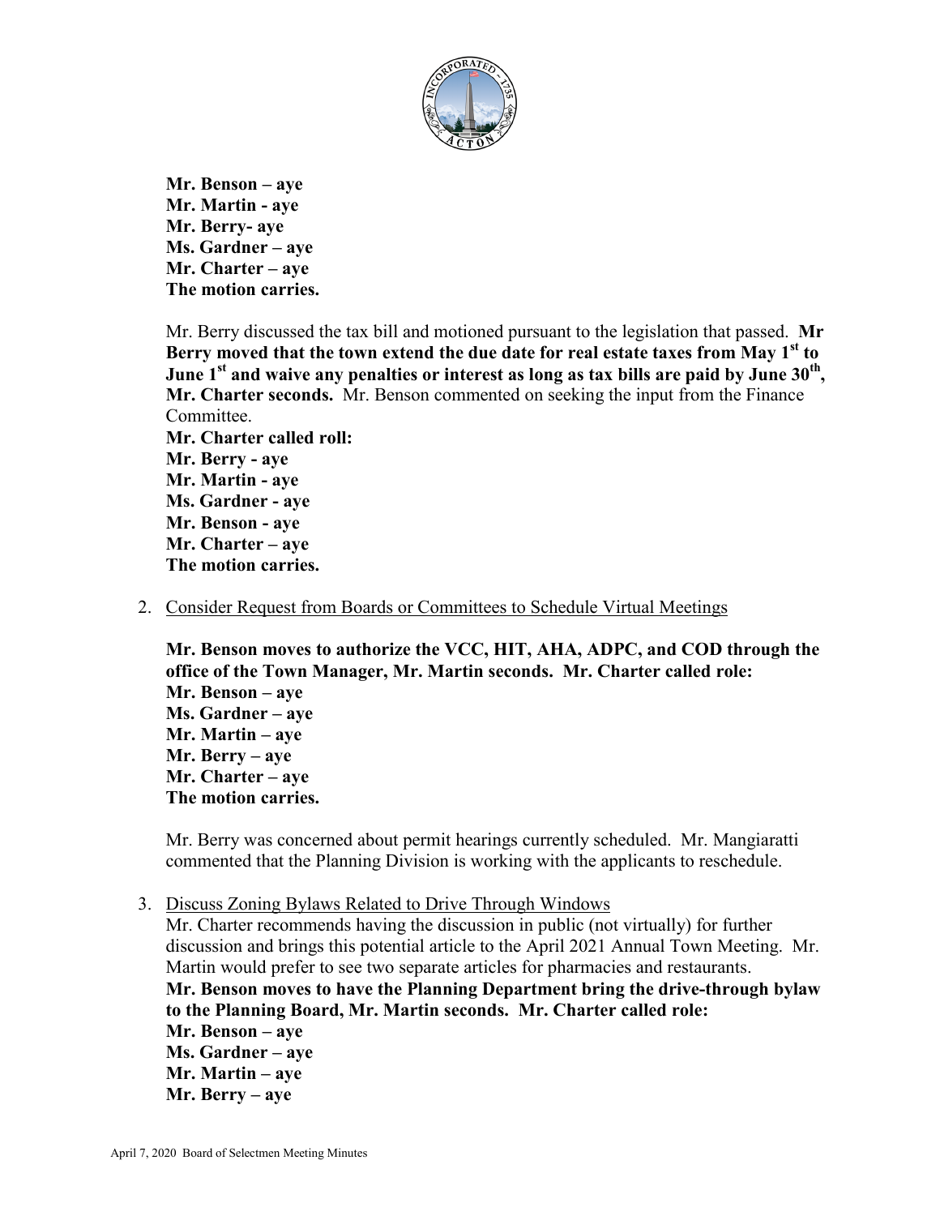**Mr. Benson – aye**
**Mr. Martin - aye**
**Mr. Berry- aye**
**Ms. Gardner – aye**
**Mr. Charter – aye**
**The motion carries.**

Mr. Berry discussed the tax bill and motioned pursuant to the legislation that passed. **Mr Berry moved that the town extend the due date for real estate taxes from May 1st to June 1st and waive any penalties or interest as long as tax bills are paid by June 30th, Mr. Charter seconds.** Mr. Benson commented on seeking the input from the Finance Committee.
**Mr. Charter called roll:**
**Mr. Berry - aye**
**Mr. Martin - aye**
**Ms. Gardner - aye**
**Mr. Benson - aye**
**Mr. Charter – aye**
**The motion carries.**

2. Consider Request from Boards or Committees to Schedule Virtual Meetings

**Mr. Benson moves to authorize the VCC, HIT, AHA, ADPC, and COD through the office of the Town Manager, Mr. Martin seconds. Mr. Charter called role:**
**Mr. Benson – aye**
**Ms. Gardner – aye**
**Mr. Martin – aye**
**Mr. Berry – aye**
**Mr. Charter – aye**
**The motion carries.**

Mr. Berry was concerned about permit hearings currently scheduled. Mr. Mangiaratti commented that the Planning Division is working with the applicants to reschedule.

3. Discuss Zoning Bylaws Related to Drive Through Windows
Mr. Charter recommends having the discussion in public (not virtually) for further discussion and brings this potential article to the April 2021 Annual Town Meeting. Mr. Martin would prefer to see two separate articles for pharmacies and restaurants.
**Mr. Benson moves to have the Planning Department bring the drive-through bylaw to the Planning Board, Mr. Martin seconds. Mr. Charter called role:**
**Mr. Benson – aye**
**Ms. Gardner – aye**
**Mr. Martin – aye**
**Mr. Berry – aye**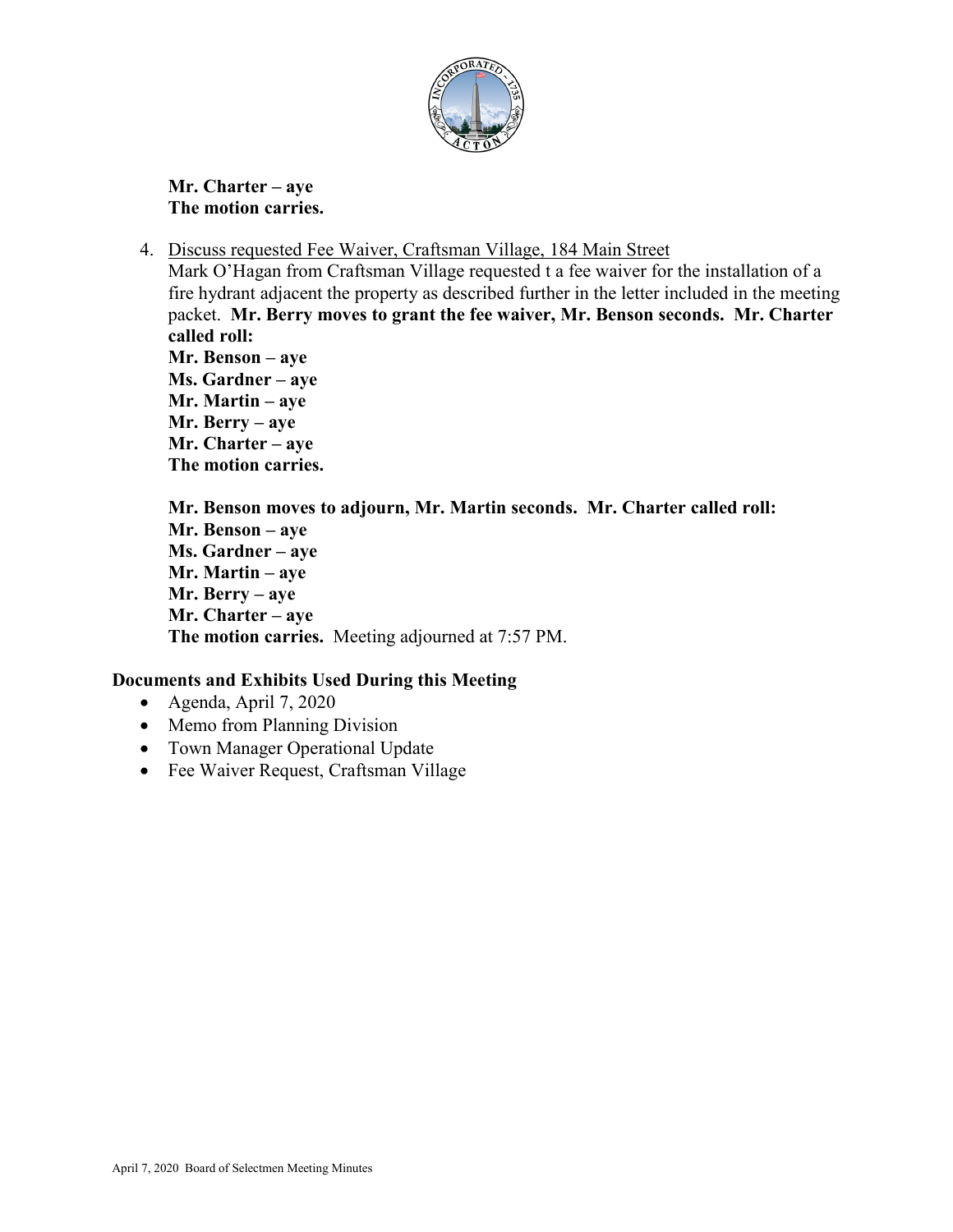**Mr. Charter – aye**
**The motion carries.**

4. Discuss requested Fee Waiver, Craftsman Village, 184 Main Street
   Mark O'Hagan from Craftsman Village requested t a fee waiver for the installation of a fire hydrant adjacent the property as described further in the letter included in the meeting packet. **Mr. Berry moves to grant the fee waiver, Mr. Benson seconds. Mr. Charter called roll:**
   **Mr. Benson – aye**
   **Ms. Gardner – aye**
   **Mr. Martin – aye**
   **Mr. Berry – aye**
   **Mr. Charter – aye**
   **The motion carries.**

   **Mr. Benson moves to adjourn, Mr. Martin seconds. Mr. Charter called roll:**
   **Mr. Benson – aye**
   **Ms. Gardner – aye**
   **Mr. Martin – aye**
   **Mr. Berry – aye**
   **Mr. Charter – aye**
   **The motion carries.** Meeting adjourned at 7:57 PM.

**Documents and Exhibits Used During this Meeting**

- Agenda, April 7, 2020
- Memo from Planning Division
- Town Manager Operational Update
- Fee Waiver Request, Craftsman Village